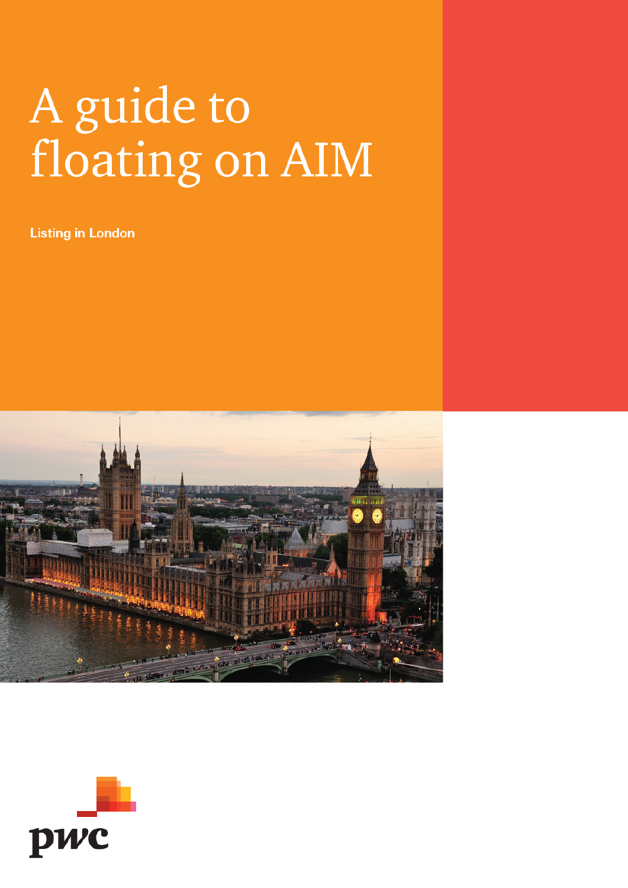# A guide to floating on AIM

Listing in London

pwc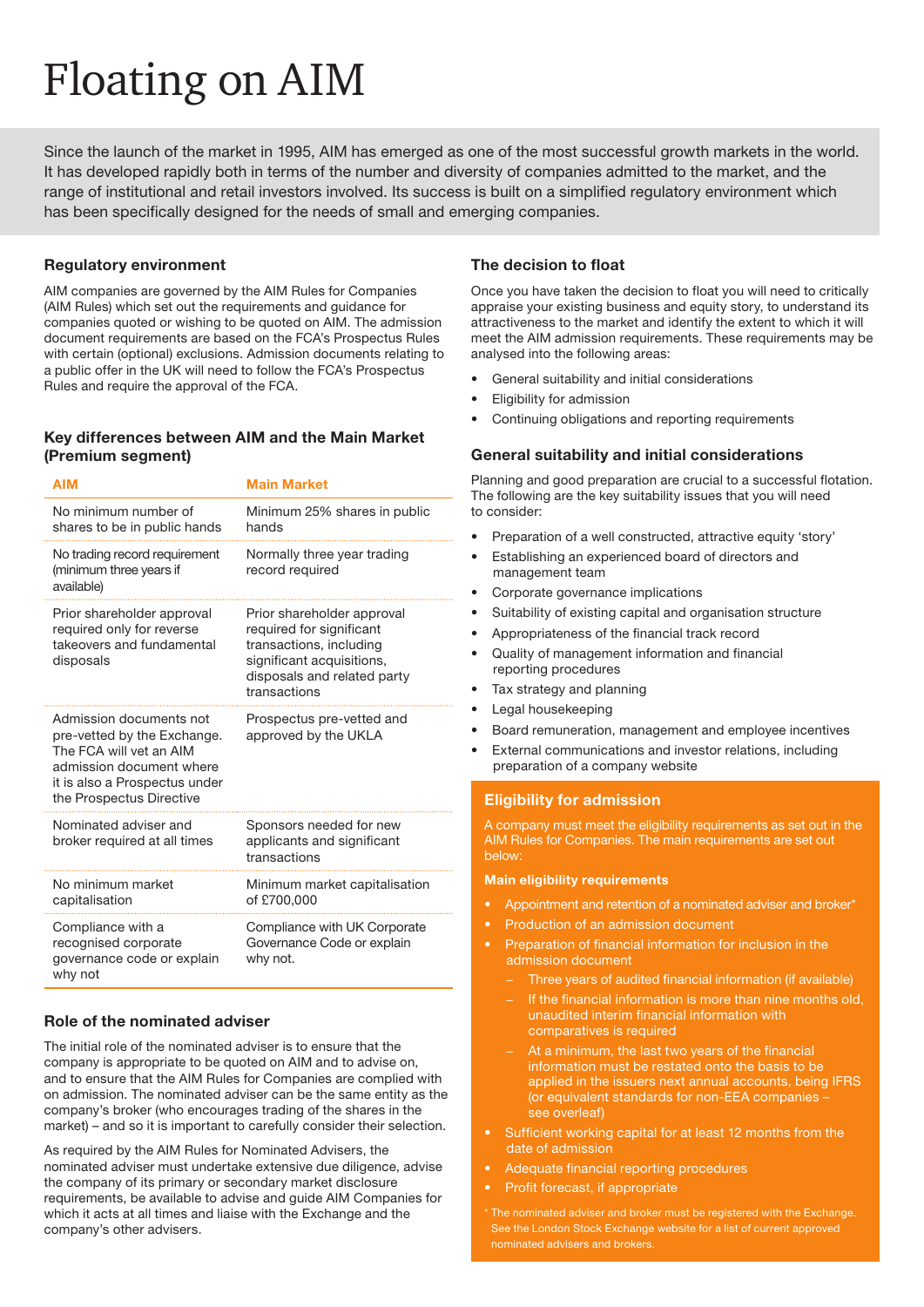# Floating on AIM

Since the launch of the market in 1995, AIM has emerged as one of the most successful growth markets in the world. It has developed rapidly both in terms of the number and diversity of companies admitted to the market, and the range of institutional and retail investors involved. Its success is built on a simplified regulatory environment which has been specifically designed for the needs of small and emerging companies.

### Regulatory environment

AIM companies are governed by the AIM Rules for Companies (AIM Rules) which set out the requirements and guidance for companies quoted or wishing to be quoted on AIM. The admission document requirements are based on the FCA's Prospectus Rules with certain (optional) exclusions. Admission documents relating to a public offer in the UK will need to follow the FCA's Prospectus Rules and require the approval of the FCA.

### Key differences between AIM and the Main Market (Premium segment)

| AIM | Main Market |
|---|---|
| No minimum number of shares to be in public hands | Minimum 25% shares in public hands |
| No trading record requirement (minimum three years if available) | Normally three year trading record required |
| Prior shareholder approval required only for reverse takeovers and fundamental disposals | Prior shareholder approval required for significant transactions, including significant acquisitions, disposals and related party transactions |
| Admission documents not pre-vetted by the Exchange. The FCA will vet an AIM admission document where it is also a Prospectus under the Prospectus Directive | Prospectus pre-vetted and approved by the UKLA |
| Nominated adviser and broker required at all times | Sponsors needed for new applicants and significant transactions |
| No minimum market capitalisation | Minimum market capitalisation of £700,000 |
| Compliance with a recognised corporate governance code or explain why not | Compliance with UK Corporate Governance Code or explain why not. |

### Role of the nominated adviser

The initial role of the nominated adviser is to ensure that the company is appropriate to be quoted on AIM and to advise on, and to ensure that the AIM Rules for Companies are complied with on admission. The nominated adviser can be the same entity as the company's broker (who encourages trading of the shares in the market) – and so it is important to carefully consider their selection.

As required by the AIM Rules for Nominated Advisers, the nominated adviser must undertake extensive due diligence, advise the company of its primary or secondary market disclosure requirements, be available to advise and guide AIM Companies for which it acts at all times and liaise with the Exchange and the company's other advisers.

### The decision to float

Once you have taken the decision to float you will need to critically appraise your existing business and equity story, to understand its attractiveness to the market and identify the extent to which it will meet the AIM admission requirements. These requirements may be analysed into the following areas:

- General suitability and initial considerations
- Eligibility for admission
- Continuing obligations and reporting requirements

### General suitability and initial considerations

Planning and good preparation are crucial to a successful flotation. The following are the key suitability issues that you will need to consider:

- Preparation of a well constructed, attractive equity 'story'
- Establishing an experienced board of directors and management team
- Corporate governance implications
- Suitability of existing capital and organisation structure
- Appropriateness of the financial track record
- Quality of management information and financial reporting procedures
- Tax strategy and planning
- Legal housekeeping
- Board remuneration, management and employee incentives
- External communications and investor relations, including preparation of a company website

### Eligibility for admission

A company must meet the eligibility requirements as set out in the AIM Rules for Companies. The main requirements are set out below:

**Main eligibility requirements**

- Appointment and retention of a nominated adviser and broker*
- Production of an admission document
- Preparation of financial information for inclusion in the admission document
  - Three years of audited financial information (if available)
  - If the financial information is more than nine months old, unaudited interim financial information with comparatives is required
  - At a minimum, the last two years of the financial information must be restated onto the basis to be applied in the issuers next annual accounts, being IFRS (or equivalent standards for non-EEA companies – see overleaf)
- Sufficient working capital for at least 12 months from the date of admission
- Adequate financial reporting procedures
- Profit forecast, if appropriate

\* The nominated adviser and broker must be registered with the Exchange. See the London Stock Exchange website for a list of current approved nominated advisers and brokers.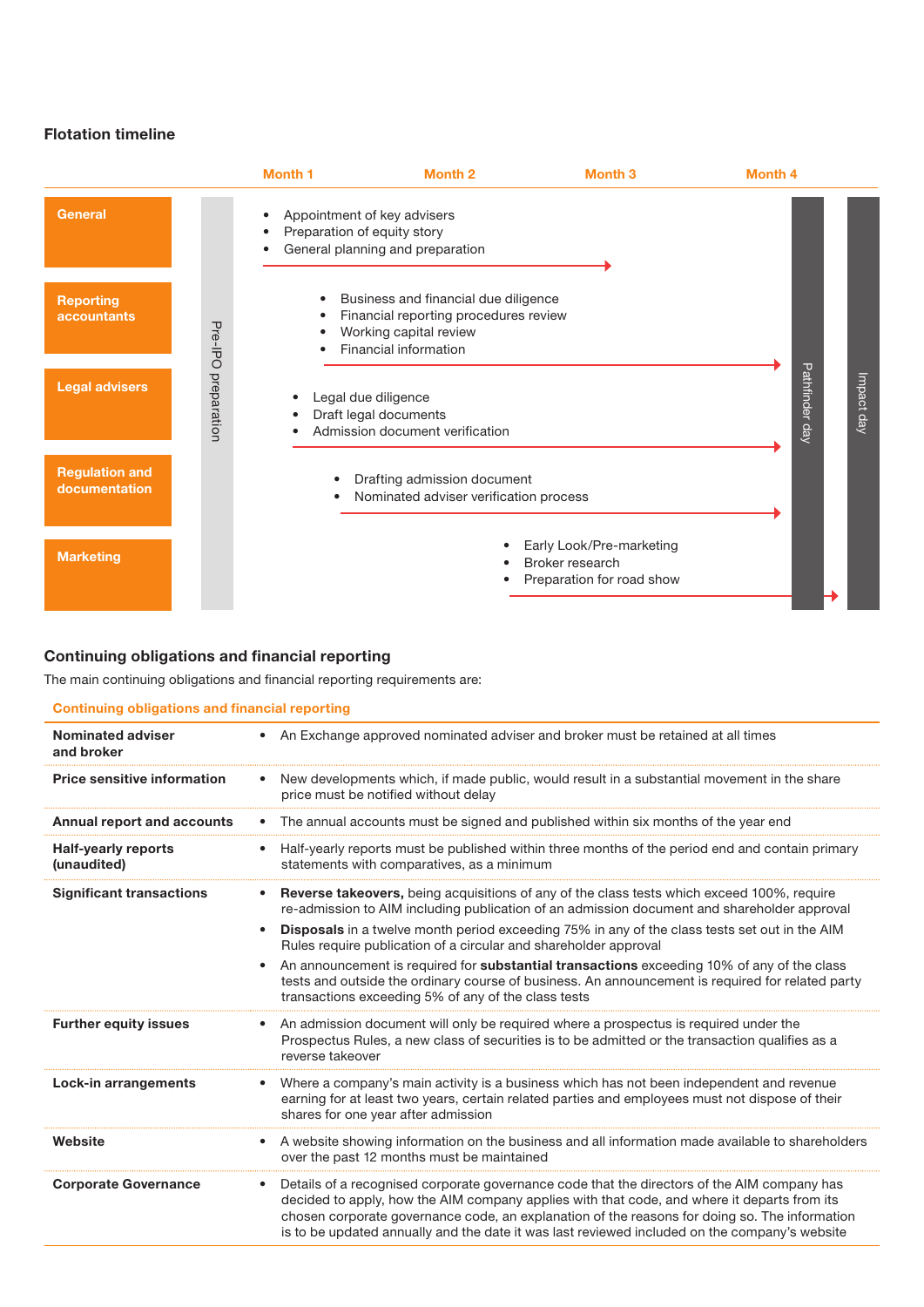## Flotation timeline

| | | Month 1 | Month 2 | Month 3 | Month 4 | | |
|---|---|---|---|---|---|---|---|
| **General** | Pre-IPO preparation | • Appointment of key advisers<br>• Preparation of equity story<br>• General planning and preparation | | | | Pathfinder day | Impact day |
| **Reporting accountants** | | • Business and financial due diligence<br>• Financial reporting procedures review<br>• Working capital review<br>• Financial information | | | | | |
| **Legal advisers** | | • Legal due diligence<br>• Draft legal documents<br>• Admission document verification | | | | | |
| **Regulation and documentation** | | • Drafting admission document<br>• Nominated adviser verification process | | | | | |
| **Marketing** | | | | • Early Look/Pre-marketing<br>• Broker research<br>• Preparation for road show | | | |

## Continuing obligations and financial reporting

The main continuing obligations and financial reporting requirements are:

| Continuing obligations and financial reporting | |
|---|---|
| **Nominated adviser and broker** | • An Exchange approved nominated adviser and broker must be retained at all times |
| **Price sensitive information** | • New developments which, if made public, would result in a substantial movement in the share price must be notified without delay |
| **Annual report and accounts** | • The annual accounts must be signed and published within six months of the year end |
| **Half-yearly reports (unaudited)** | • Half-yearly reports must be published within three months of the period end and contain primary statements with comparatives, as a minimum |
| **Significant transactions** | • **Reverse takeovers,** being acquisitions of any of the class tests which exceed 100%, require re-admission to AIM including publication of an admission document and shareholder approval<br>• **Disposals** in a twelve month period exceeding 75% in any of the class tests set out in the AIM Rules require publication of a circular and shareholder approval<br>• An announcement is required for **substantial transactions** exceeding 10% of any of the class tests and outside the ordinary course of business. An announcement is required for related party transactions exceeding 5% of any of the class tests |
| **Further equity issues** | • An admission document will only be required where a prospectus is required under the Prospectus Rules, a new class of securities is to be admitted or the transaction qualifies as a reverse takeover |
| **Lock-in arrangements** | • Where a company's main activity is a business which has not been independent and revenue earning for at least two years, certain related parties and employees must not dispose of their shares for one year after admission |
| **Website** | • A website showing information on the business and all information made available to shareholders over the past 12 months must be maintained |
| **Corporate Governance** | • Details of a recognised corporate governance code that the directors of the AIM company has decided to apply, how the AIM company applies with that code, and where it departs from its chosen corporate governance code, an explanation of the reasons for doing so. The information is to be updated annually and the date it was last reviewed included on the company's website |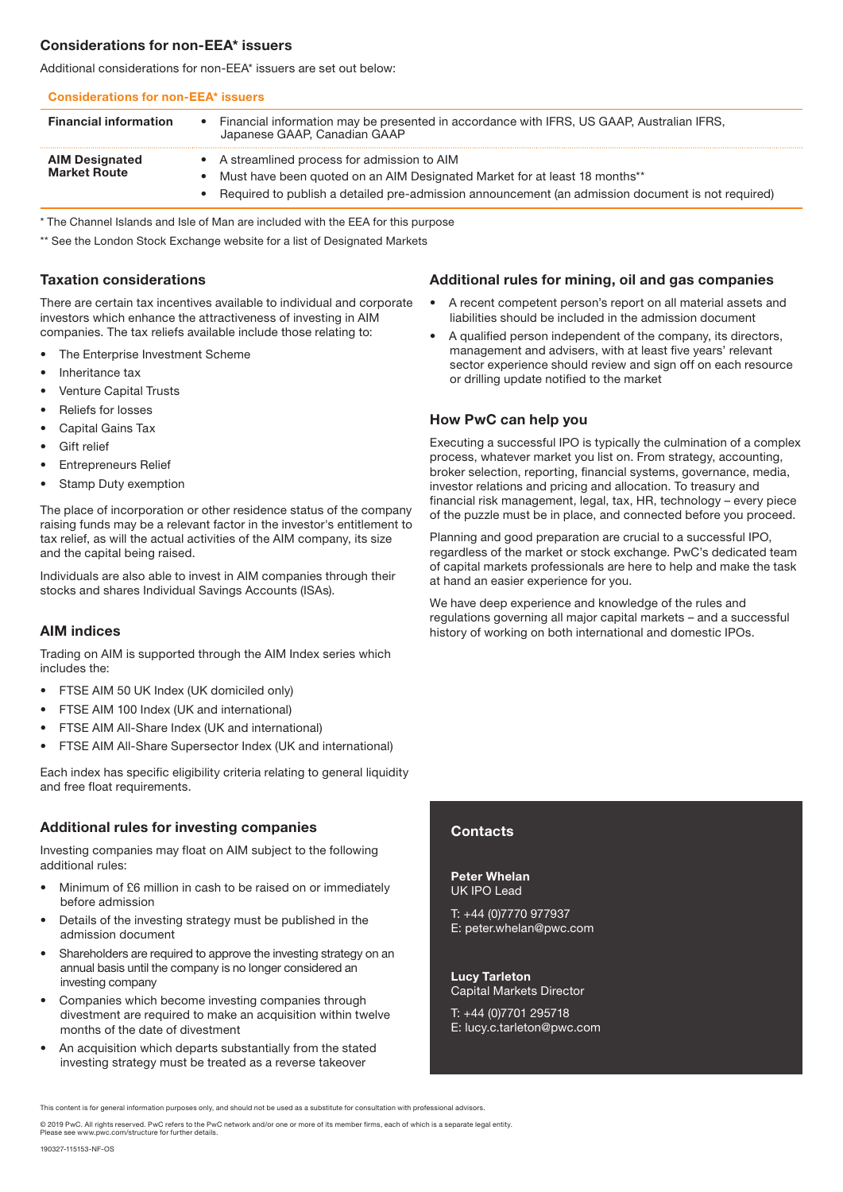## Considerations for non-EEA* issuers

Additional considerations for non-EEA* issuers are set out below:

**Considerations for non-EEA* issuers**

| | |
|---|---|
| **Financial information** | • Financial information may be presented in accordance with IFRS, US GAAP, Australian IFRS, Japanese GAAP, Canadian GAAP |
| **AIM Designated Market Route** | • A streamlined process for admission to AIM<br>• Must have been quoted on an AIM Designated Market for at least 18 months**<br>• Required to publish a detailed pre-admission announcement (an admission document is not required) |

* The Channel Islands and Isle of Man are included with the EEA for this purpose

** See the London Stock Exchange website for a list of Designated Markets

### Taxation considerations

There are certain tax incentives available to individual and corporate investors which enhance the attractiveness of investing in AIM companies. The tax reliefs available include those relating to:

- The Enterprise Investment Scheme
- Inheritance tax
- Venture Capital Trusts
- Reliefs for losses
- Capital Gains Tax
- Gift relief
- Entrepreneurs Relief
- Stamp Duty exemption

The place of incorporation or other residence status of the company raising funds may be a relevant factor in the investor's entitlement to tax relief, as will the actual activities of the AIM company, its size and the capital being raised.

Individuals are also able to invest in AIM companies through their stocks and shares Individual Savings Accounts (ISAs).

### AIM indices

Trading on AIM is supported through the AIM Index series which includes the:

- FTSE AIM 50 UK Index (UK domiciled only)
- FTSE AIM 100 Index (UK and international)
- FTSE AIM All-Share Index (UK and international)
- FTSE AIM All-Share Supersector Index (UK and international)

Each index has specific eligibility criteria relating to general liquidity and free float requirements.

### Additional rules for investing companies

Investing companies may float on AIM subject to the following additional rules:

- Minimum of £6 million in cash to be raised on or immediately before admission
- Details of the investing strategy must be published in the admission document
- Shareholders are required to approve the investing strategy on an annual basis until the company is no longer considered an investing company
- Companies which become investing companies through divestment are required to make an acquisition within twelve months of the date of divestment
- An acquisition which departs substantially from the stated investing strategy must be treated as a reverse takeover

### Additional rules for mining, oil and gas companies

- A recent competent person's report on all material assets and liabilities should be included in the admission document
- A qualified person independent of the company, its directors, management and advisers, with at least five years' relevant sector experience should review and sign off on each resource or drilling update notified to the market

### How PwC can help you

Executing a successful IPO is typically the culmination of a complex process, whatever market you list on. From strategy, accounting, broker selection, reporting, financial systems, governance, media, investor relations and pricing and allocation. To treasury and financial risk management, legal, tax, HR, technology – every piece of the puzzle must be in place, and connected before you proceed.

Planning and good preparation are crucial to a successful IPO, regardless of the market or stock exchange. PwC's dedicated team of capital markets professionals are here to help and make the task at hand an easier experience for you.

We have deep experience and knowledge of the rules and regulations governing all major capital markets – and a successful history of working on both international and domestic IPOs.

### Contacts

**Peter Whelan**
UK IPO Lead

T: +44 (0)7770 977937
E: peter.whelan@pwc.com

**Lucy Tarleton**
Capital Markets Director

T: +44 (0)7701 295718
E: lucy.c.tarleton@pwc.com

This content is for general information purposes only, and should not be used as a substitute for consultation with professional advisors.

© 2019 PwC. All rights reserved. PwC refers to the PwC network and/or one or more of its member firms, each of which is a separate legal entity. Please see www.pwc.com/structure for further details.

190327-115153-NF-OS